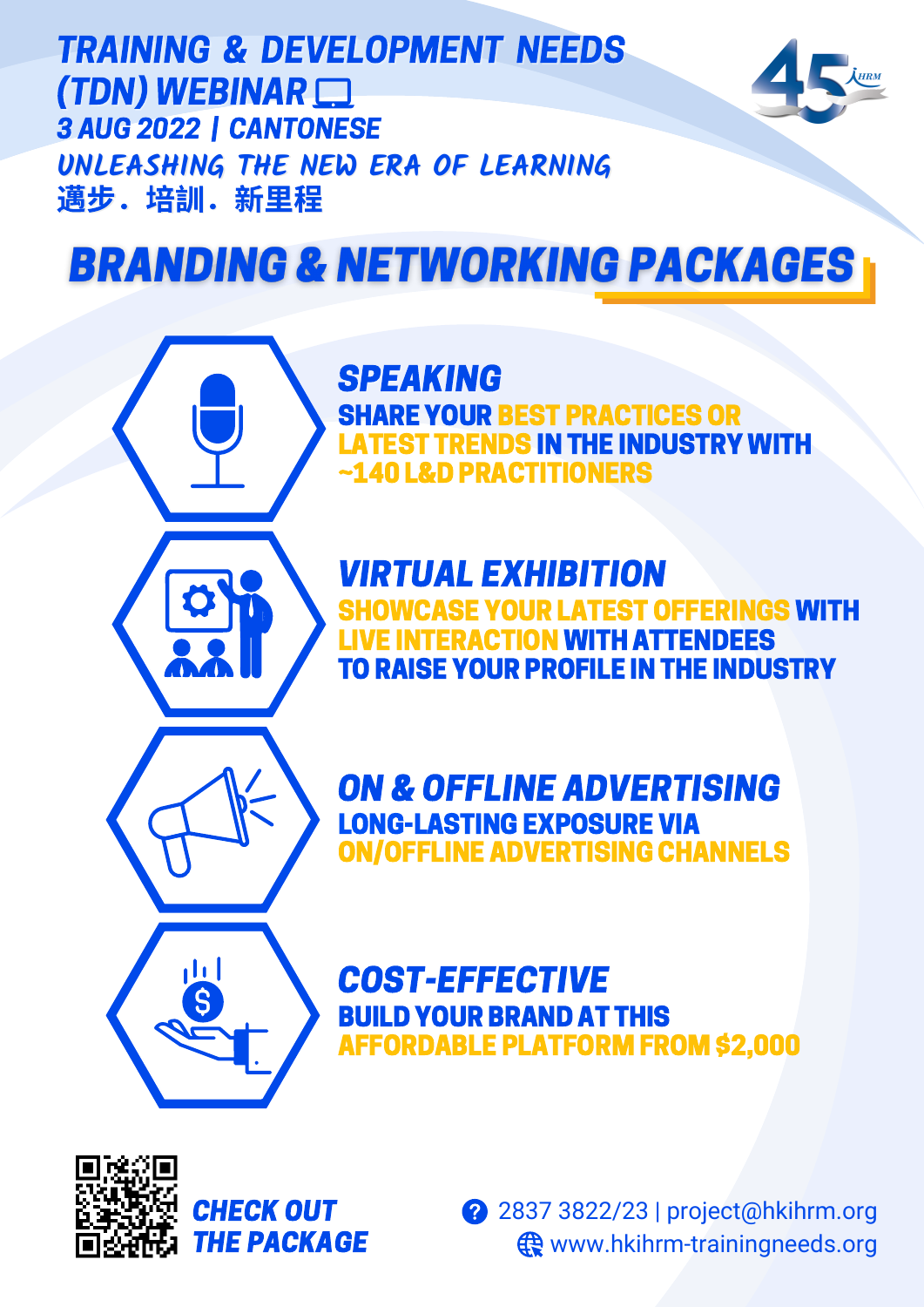# TRAINING & DEVELOPMENT NEEDS (TDN) WEBINAR

**3 AUG 2022 | CANTONESE**

*UNLEASHING THE NEW ERA OF LEARNING*

邁步．培訓．新里程

## BRANDING & NETWORKING PACKAGES

### SPEAKING

SHARE YOUR BEST PRACTICES OR LATEST TRENDS IN THE INDUSTRY WITH ~140 L&D PRACTITIONERS

### VIRTUAL EXHIBITION

SHOWCASE YOUR LATEST OFFERINGS WITH LIVE INTERACTION WITH ATTENDEES TO RAISE YOUR PROFILE IN THE INDUSTRY

### ON & OFFLINE ADVERTISING

LONG-LASTING EXPOSURE VIA ON/OFFLINE ADVERTISING CHANNELS

### COST-EFFECTIVE

BUILD YOUR BRAND AT THIS AFFORDABLE PLATFORM FROM $2,000

**CHECK OUT THE PACKAGE**

2837 3822/23 | project@hkihrm.org

www.hkihrm-trainingneeds.org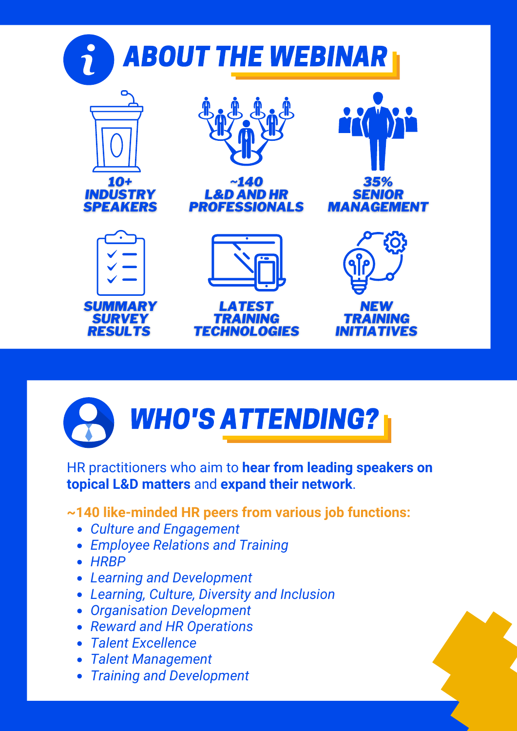# ABOUT THE WEBINAR

**10+ INDUSTRY SPEAKERS**

**~140 L&D AND HR PROFESSIONALS**

**35% SENIOR MANAGEMENT**

**SUMMARY SURVEY RESULTS**

**LATEST TRAINING TECHNOLOGIES**

**NEW TRAINING INITIATIVES**

# WHO'S ATTENDING?

HR practitioners who aim to **hear from leading speakers on topical L&D matters** and **expand their network**.

**~140 like-minded HR peers from various job functions:**

- *Culture and Engagement*
- *Employee Relations and Training*
- *HRBP*
- *Learning and Development*
- *Learning, Culture, Diversity and Inclusion*
- *Organisation Development*
- *Reward and HR Operations*
- *Talent Excellence*
- *Talent Management*
- *Training and Development*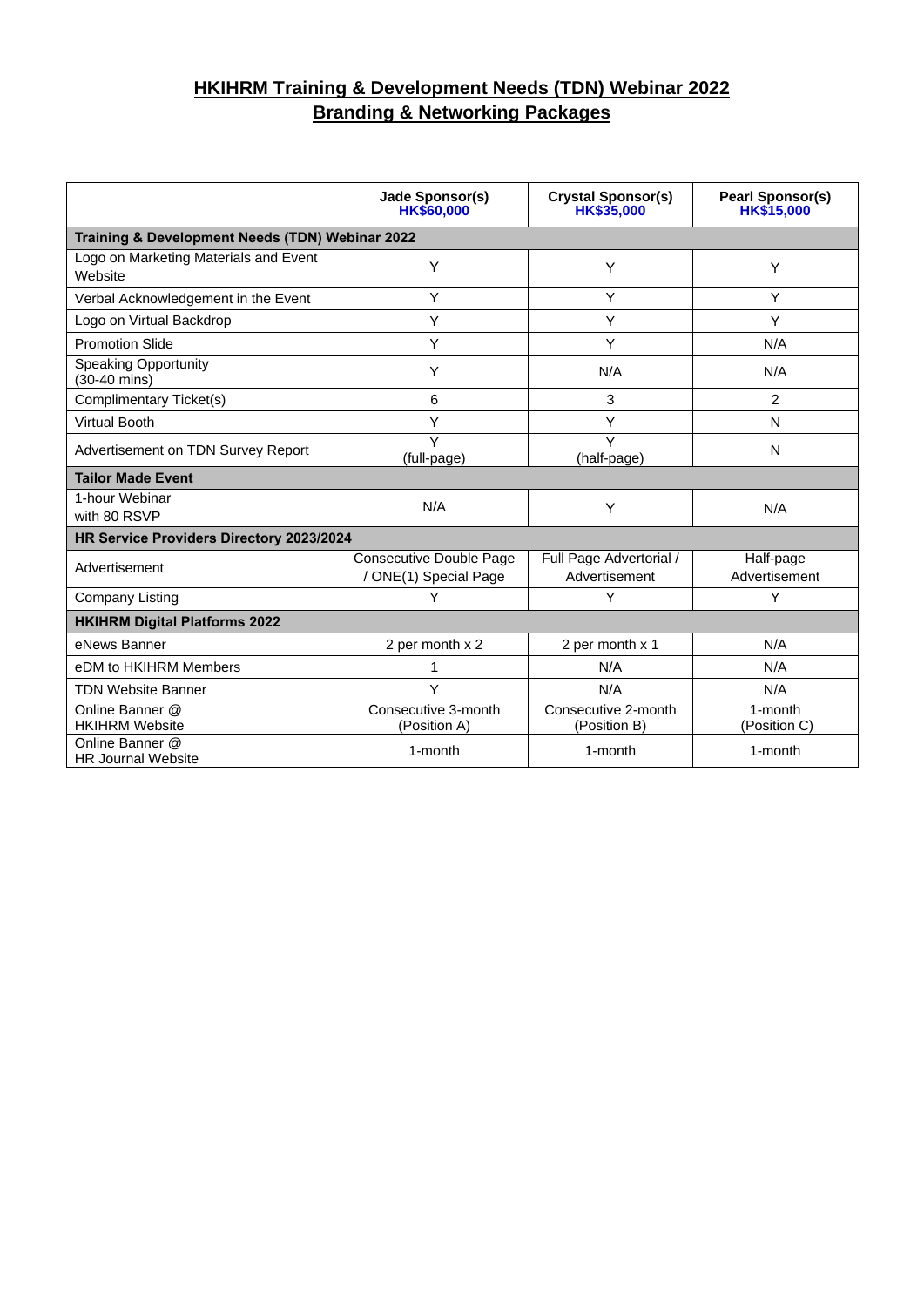## HKIHRM Training & Development Needs (TDN) Webinar 2022
## Branding & Networking Packages

| | Jade Sponsor(s) **HK$60,000** | Crystal Sponsor(s) **HK$35,000** | Pearl Sponsor(s) **HK$15,000** |
|---|---|---|---|
| **Training & Development Needs (TDN) Webinar 2022** | | | |
| Logo on Marketing Materials and Event Website | Y | Y | Y |
| Verbal Acknowledgement in the Event | Y | Y | Y |
| Logo on Virtual Backdrop | Y | Y | Y |
| Promotion Slide | Y | Y | N/A |
| Speaking Opportunity (30-40 mins) | Y | N/A | N/A |
| Complimentary Ticket(s) | 6 | 3 | 2 |
| Virtual Booth | Y | Y | N |
| Advertisement on TDN Survey Report | Y (full-page) | Y (half-page) | N |
| **Tailor Made Event** | | | |
| 1-hour Webinar with 80 RSVP | N/A | Y | N/A |
| **HR Service Providers Directory 2023/2024** | | | |
| Advertisement | Consecutive Double Page / ONE(1) Special Page | Full Page Advertorial / Advertisement | Half-page Advertisement |
| Company Listing | Y | Y | Y |
| **HKIHRM Digital Platforms 2022** | | | |
| eNews Banner | 2 per month x 2 | 2 per month x 1 | N/A |
| eDM to HKIHRM Members | 1 | N/A | N/A |
| TDN Website Banner | Y | N/A | N/A |
| Online Banner @ HKIHRM Website | Consecutive 3-month (Position A) | Consecutive 2-month (Position B) | 1-month (Position C) |
| Online Banner @ HR Journal Website | 1-month | 1-month | 1-month |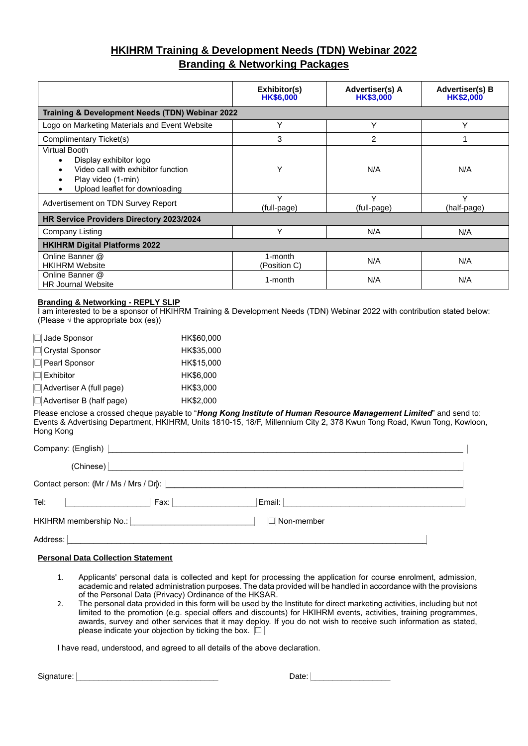# HKIHRM Training & Development Needs (TDN) Webinar 2022
## Branding & Networking Packages

| | Exhibitor(s) HK$6,000 | Advertiser(s) A HK$3,000 | Advertiser(s) B HK$2,000 |
|---|---|---|---|
| **Training & Development Needs (TDN) Webinar 2022** | | | |
| Logo on Marketing Materials and Event Website | Y | Y | Y |
| Complimentary Ticket(s) | 3 | 2 | 1 |
| Virtual Booth<br>• Display exhibitor logo<br>• Video call with exhibitor function<br>• Play video (1-min)<br>• Upload leaflet for downloading | Y | N/A | N/A |
| Advertisement on TDN Survey Report | Y (full-page) | Y (full-page) | Y (half-page) |
| **HR Service Providers Directory 2023/2024** | | | |
| Company Listing | Y | N/A | N/A |
| **HKIHRM Digital Platforms 2022** | | | |
| Online Banner @ HKIHRM Website | 1-month (Position C) | N/A | N/A |
| Online Banner @ HR Journal Website | 1-month | N/A | N/A |

**Branding & Networking - REPLY SLIP**

I am interested to be a sponsor of HKIHRM Training & Development Needs (TDN) Webinar 2022 with contribution stated below: (Please √ the appropriate box (es))

- ☐ Jade Sponsor HK$60,000
- ☐ Crystal Sponsor HK$35,000
- ☐ Pearl Sponsor HK$15,000
- ☐ Exhibitor HK$6,000
- ☐ Advertiser A (full page) HK$3,000
- ☐ Advertiser B (half page) HK$2,000

Please enclose a crossed cheque payable to "***Hong Kong Institute of Human Resource Management Limited***" and send to: Events & Advertising Department, HKIHRM, Units 1810-15, 18/F, Millennium City 2, 378 Kwun Tong Road, Kwun Tong, Kowloon, Hong Kong

Company: (English) ______________________________

(Chinese) ______________________________

Contact person: (Mr / Ms / Mrs / Dr): ______________________________

Tel: ______________ Fax: ______________ Email: ______________

HKIHRM membership No.: ______________ ☐ Non-member

Address: ______________________________

**Personal Data Collection Statement**

1. Applicants' personal data is collected and kept for processing the application for course enrolment, admission, academic and related administration purposes. The data provided will be handled in accordance with the provisions of the Personal Data (Privacy) Ordinance of the HKSAR.
2. The personal data provided in this form will be used by the Institute for direct marketing activities, including but not limited to the promotion (e.g. special offers and discounts) for HKIHRM events, activities, training programmes, awards, survey and other services that it may deploy. If you do not wish to receive such information as stated, please indicate your objection by ticking the box. ☐

I have read, understood, and agreed to all details of the above declaration.

Signature: ______________________________ Date: ______________